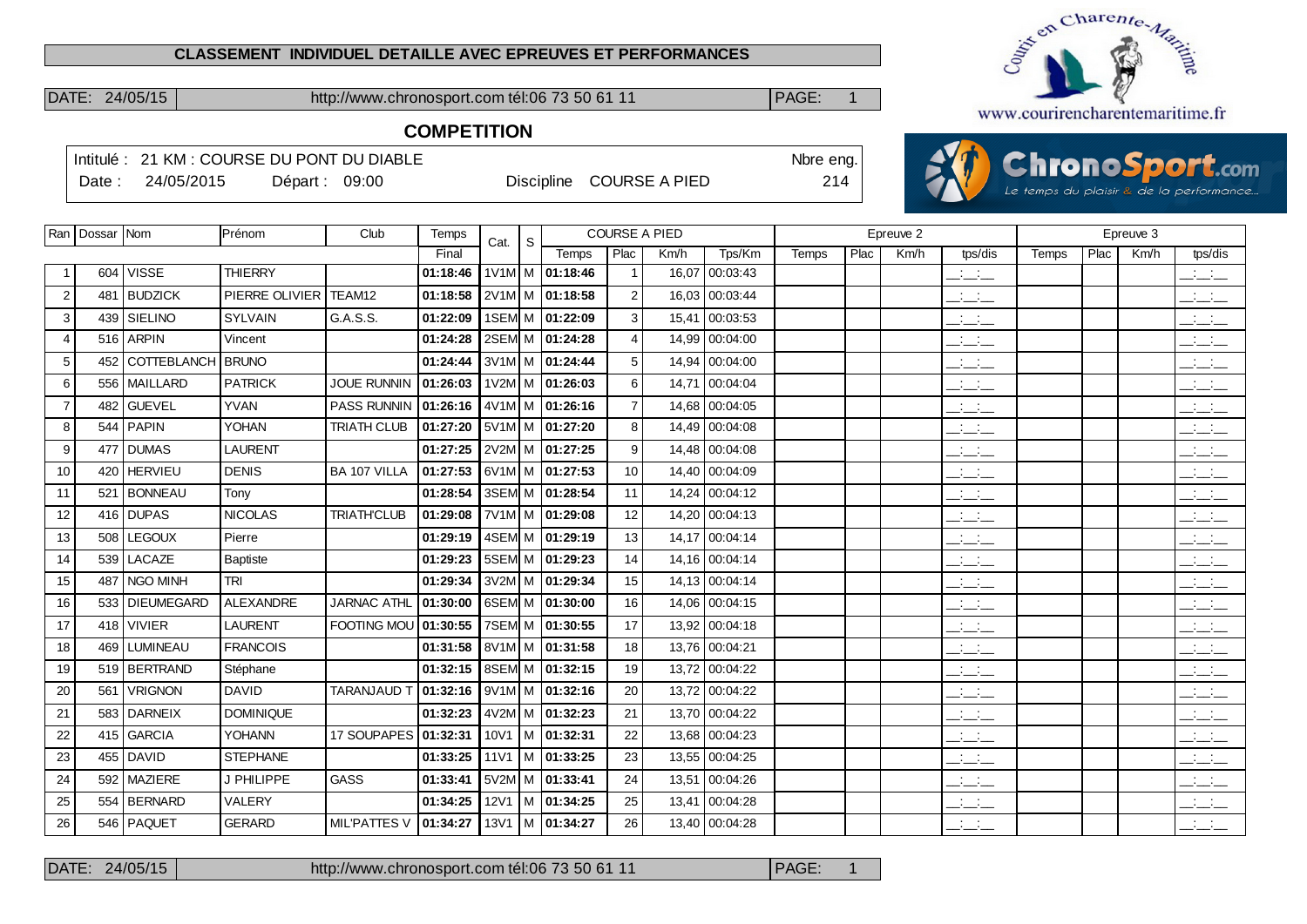**CLASSEMENT INDIVIDUEL DETAILLE AVEC EPREUVES ET PERFORMANCES**

www.courirencharentemaritime.fr

## COMPETITION

Intitulé : 21 KM : COURSE DU PONT DU DIABLE

Date : 24/05/2015 Départ : 09:00 Discipline COURSE A PIED Nbre eng. 214

| Ran | Dossar | Nom | Prénom | Club | Temps | Cat. | S | COURSE A PIED | | | | Epreuve 2 | | | | Epreuve 3 | | | |
|---|---|---|---|---|---|---|---|---|---|---|---|---|---|---|---|---|---|---|---|
| | | | | | Final | | | Temps | Plac | Km/h | Tps/Km | Temps | Plac | Km/h | tps/dis | Temps | Plac | Km/h | tps/dis |
| 1 | 604 | VISSE | THIERRY | | 01:18:46 | 1V1M | M | 01:18:46 | 1 | 16,07 | 00:03:43 | | | | __:__:__ | | | | __:__:__ |
| 2 | 481 | BUDZICK | PIERRE OLIVIER | TEAM12 | 01:18:58 | 2V1M | M | 01:18:58 | 2 | 16,03 | 00:03:44 | | | | __:__:__ | | | | __:__:__ |
| 3 | 439 | SIELINO | SYLVAIN | G.A.S.S. | 01:22:09 | 1SEM | M | 01:22:09 | 3 | 15,41 | 00:03:53 | | | | __:__:__ | | | | __:__:__ |
| 4 | 516 | ARPIN | Vincent | | 01:24:28 | 2SEM | M | 01:24:28 | 4 | 14,99 | 00:04:00 | | | | __:__:__ | | | | __:__:__ |
| 5 | 452 | COTTEBLANCH | BRUNO | | 01:24:44 | 3V1M | M | 01:24:44 | 5 | 14,94 | 00:04:00 | | | | __:__:__ | | | | __:__:__ |
| 6 | 556 | MAILLARD | PATRICK | JOUE RUNNIN | 01:26:03 | 1V2M | M | 01:26:03 | 6 | 14,71 | 00:04:04 | | | | __:__:__ | | | | __:__:__ |
| 7 | 482 | GUEVEL | YVAN | PASS RUNNIN | 01:26:16 | 4V1M | M | 01:26:16 | 7 | 14,68 | 00:04:05 | | | | __:__:__ | | | | __:__:__ |
| 8 | 544 | PAPIN | YOHAN | TRIATH CLUB | 01:27:20 | 5V1M | M | 01:27:20 | 8 | 14,49 | 00:04:08 | | | | __:__:__ | | | | __:__:__ |
| 9 | 477 | DUMAS | LAURENT | | 01:27:25 | 2V2M | M | 01:27:25 | 9 | 14,48 | 00:04:08 | | | | __:__:__ | | | | __:__:__ |
| 10 | 420 | HERVIEU | DENIS | BA 107 VILLA | 01:27:53 | 6V1M | M | 01:27:53 | 10 | 14,40 | 00:04:09 | | | | __:__:__ | | | | __:__:__ |
| 11 | 521 | BONNEAU | Tony | | 01:28:54 | 3SEM | M | 01:28:54 | 11 | 14,24 | 00:04:12 | | | | __:__:__ | | | | __:__:__ |
| 12 | 416 | DUPAS | NICOLAS | TRIATH'CLUB | 01:29:08 | 7V1M | M | 01:29:08 | 12 | 14,20 | 00:04:13 | | | | __:__:__ | | | | __:__:__ |
| 13 | 508 | LEGOUX | Pierre | | 01:29:19 | 4SEM | M | 01:29:19 | 13 | 14,17 | 00:04:14 | | | | __:__:__ | | | | __:__:__ |
| 14 | 539 | LACAZE | Baptiste | | 01:29:23 | 5SEM | M | 01:29:23 | 14 | 14,16 | 00:04:14 | | | | __:__:__ | | | | __:__:__ |
| 15 | 487 | NGO MINH | TRI | | 01:29:34 | 3V2M | M | 01:29:34 | 15 | 14,13 | 00:04:14 | | | | __:__:__ | | | | __:__:__ |
| 16 | 533 | DIEUMEGARD | ALEXANDRE | JARNAC ATHL | 01:30:00 | 6SEM | M | 01:30:00 | 16 | 14,06 | 00:04:15 | | | | __:__:__ | | | | __:__:__ |
| 17 | 418 | VIVIER | LAURENT | FOOTING MOU | 01:30:55 | 7SEM | M | 01:30:55 | 17 | 13,92 | 00:04:18 | | | | __:__:__ | | | | __:__:__ |
| 18 | 469 | LUMINEAU | FRANCOIS | | 01:31:58 | 8V1M | M | 01:31:58 | 18 | 13,76 | 00:04:21 | | | | __:__:__ | | | | __:__:__ |
| 19 | 519 | BERTRAND | Stéphane | | 01:32:15 | 8SEM | M | 01:32:15 | 19 | 13,72 | 00:04:22 | | | | __:__:__ | | | | __:__:__ |
| 20 | 561 | VRIGNON | DAVID | TARANJAUD T | 01:32:16 | 9V1M | M | 01:32:16 | 20 | 13,72 | 00:04:22 | | | | __:__:__ | | | | __:__:__ |
| 21 | 583 | DARNEIX | DOMINIQUE | | 01:32:23 | 4V2M | M | 01:32:23 | 21 | 13,70 | 00:04:22 | | | | __:__:__ | | | | __:__:__ |
| 22 | 415 | GARCIA | YOHANN | 17 SOUPAPES | 01:32:31 | 10V1 | M | 01:32:31 | 22 | 13,68 | 00:04:23 | | | | __:__:__ | | | | __:__:__ |
| 23 | 455 | DAVID | STEPHANE | | 01:33:25 | 11V1 | M | 01:33:25 | 23 | 13,55 | 00:04:25 | | | | __:__:__ | | | | __:__:__ |
| 24 | 592 | MAZIERE | J PHILIPPE | GASS | 01:33:41 | 5V2M | M | 01:33:41 | 24 | 13,51 | 00:04:26 | | | | __:__:__ | | | | __:__:__ |
| 25 | 554 | BERNARD | VALERY | | 01:34:25 | 12V1 | M | 01:34:25 | 25 | 13,41 | 00:04:28 | | | | __:__:__ | | | | __:__:__ |
| 26 | 546 | PAQUET | GERARD | MIL'PATTES V | 01:34:27 | 13V1 | M | 01:34:27 | 26 | 13,40 | 00:04:28 | | | | __:__:__ | | | | __:__:__ |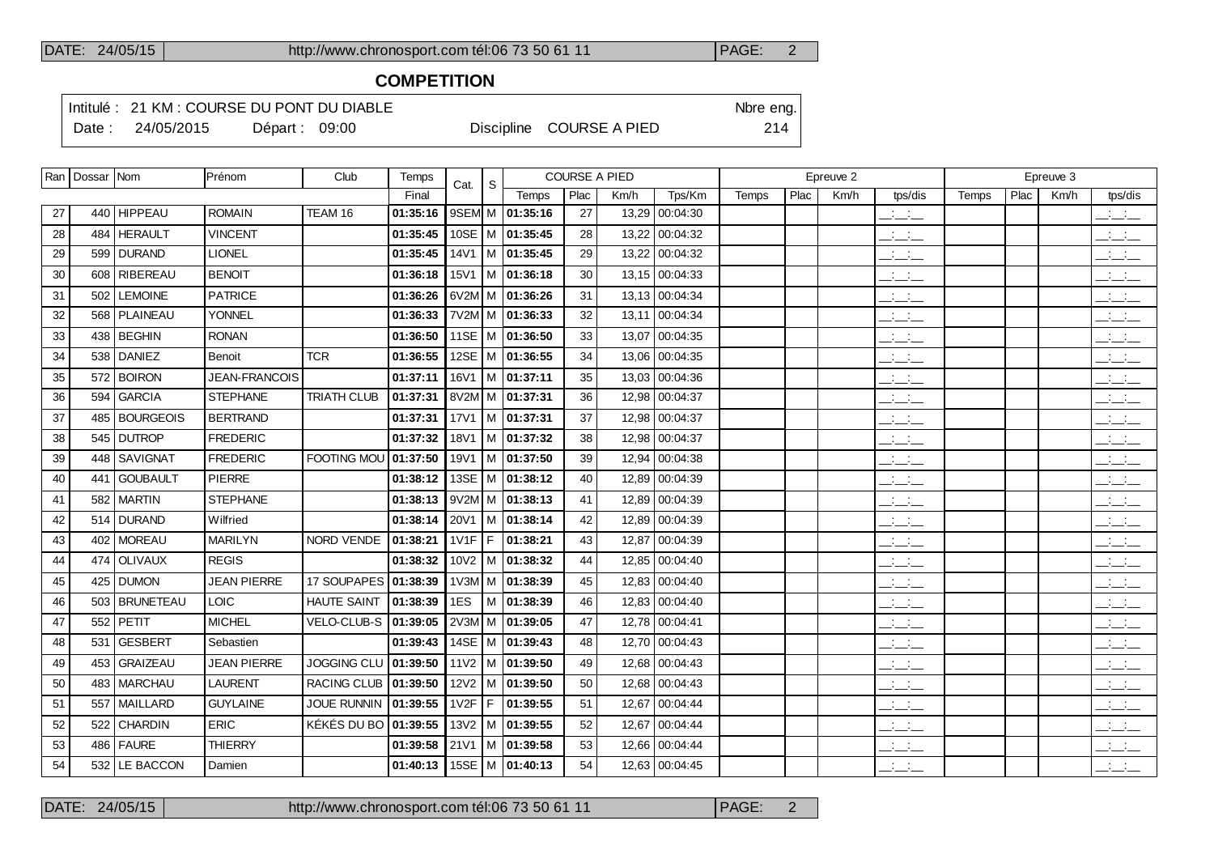## COMPETITION

Intitulé : 21 KM : COURSE DU PONT DU DIABLE

Date : 24/05/2015 Départ : 09:00 Discipline COURSE A PIED Nbre eng. 214

| Ran | Dossar | Nom | Prénom | Club | Temps | Cat. | S | COURSE A PIED | | | | Epreuve 2 | | | | Epreuve 3 | | | |
|---|---|---|---|---|---|---|---|---|---|---|---|---|---|---|---|---|---|---|---|
| | | | | | Final | | | Temps | Plac | Km/h | Tps/Km | Temps | Plac | Km/h | tps/dis | Temps | Plac | Km/h | tps/dis |
| 27 | 440 | HIPPEAU | ROMAIN | TEAM 16 | **01:35:16** | 9SEM | M | **01:35:16** | 27 | 13,29 | 00:04:30 | | | | __:__:__ | | | | __:__:__ |
| 28 | 484 | HERAULT | VINCENT | | **01:35:45** | 10SE | M | **01:35:45** | 28 | 13,22 | 00:04:32 | | | | __:__:__ | | | | __:__:__ |
| 29 | 599 | DURAND | LIONEL | | **01:35:45** | 14V1 | M | **01:35:45** | 29 | 13,22 | 00:04:32 | | | | __:__:__ | | | | __:__:__ |
| 30 | 608 | RIBEREAU | BENOIT | | **01:36:18** | 15V1 | M | **01:36:18** | 30 | 13,15 | 00:04:33 | | | | __:__:__ | | | | __:__:__ |
| 31 | 502 | LEMOINE | PATRICE | | **01:36:26** | 6V2M | M | **01:36:26** | 31 | 13,13 | 00:04:34 | | | | __:__:__ | | | | __:__:__ |
| 32 | 568 | PLAINEAU | YONNEL | | **01:36:33** | 7V2M | M | **01:36:33** | 32 | 13,11 | 00:04:34 | | | | __:__:__ | | | | __:__:__ |
| 33 | 438 | BEGHIN | RONAN | | **01:36:50** | 11SE | M | **01:36:50** | 33 | 13,07 | 00:04:35 | | | | __:__:__ | | | | __:__:__ |
| 34 | 538 | DANIEZ | Benoit | TCR | **01:36:55** | 12SE | M | **01:36:55** | 34 | 13,06 | 00:04:35 | | | | __:__:__ | | | | __:__:__ |
| 35 | 572 | BOIRON | JEAN-FRANCOIS | | **01:37:11** | 16V1 | M | **01:37:11** | 35 | 13,03 | 00:04:36 | | | | __:__:__ | | | | __:__:__ |
| 36 | 594 | GARCIA | STEPHANE | TRIATH CLUB | **01:37:31** | 8V2M | M | **01:37:31** | 36 | 12,98 | 00:04:37 | | | | __:__:__ | | | | __:__:__ |
| 37 | 485 | BOURGEOIS | BERTRAND | | **01:37:31** | 17V1 | M | **01:37:31** | 37 | 12,98 | 00:04:37 | | | | __:__:__ | | | | __:__:__ |
| 38 | 545 | DUTROP | FREDERIC | | **01:37:32** | 18V1 | M | **01:37:32** | 38 | 12,98 | 00:04:37 | | | | __:__:__ | | | | __:__:__ |
| 39 | 448 | SAVIGNAT | FREDERIC | FOOTING MOU | **01:37:50** | 19V1 | M | **01:37:50** | 39 | 12,94 | 00:04:38 | | | | __:__:__ | | | | __:__:__ |
| 40 | 441 | GOUBAULT | PIERRE | | **01:38:12** | 13SE | M | **01:38:12** | 40 | 12,89 | 00:04:39 | | | | __:__:__ | | | | __:__:__ |
| 41 | 582 | MARTIN | STEPHANE | | **01:38:13** | 9V2M | M | **01:38:13** | 41 | 12,89 | 00:04:39 | | | | __:__:__ | | | | __:__:__ |
| 42 | 514 | DURAND | Wilfried | | **01:38:14** | 20V1 | M | **01:38:14** | 42 | 12,89 | 00:04:39 | | | | __:__:__ | | | | __:__:__ |
| 43 | 402 | MOREAU | MARILYN | NORD VENDE | **01:38:21** | 1V1F | F | **01:38:21** | 43 | 12,87 | 00:04:39 | | | | __:__:__ | | | | __:__:__ |
| 44 | 474 | OLIVAUX | REGIS | | **01:38:32** | 10V2 | M | **01:38:32** | 44 | 12,85 | 00:04:40 | | | | __:__:__ | | | | __:__:__ |
| 45 | 425 | DUMON | JEAN PIERRE | 17 SOUPAPES | **01:38:39** | 1V3M | M | **01:38:39** | 45 | 12,83 | 00:04:40 | | | | __:__:__ | | | | __:__:__ |
| 46 | 503 | BRUNETEAU | LOIC | HAUTE SAINT | **01:38:39** | 1ES | M | **01:38:39** | 46 | 12,83 | 00:04:40 | | | | __:__:__ | | | | __:__:__ |
| 47 | 552 | PETIT | MICHEL | VELO-CLUB-S | **01:39:05** | 2V3M | M | **01:39:05** | 47 | 12,78 | 00:04:41 | | | | __:__:__ | | | | __:__:__ |
| 48 | 531 | GESBERT | Sebastien | | **01:39:43** | 14SE | M | **01:39:43** | 48 | 12,70 | 00:04:43 | | | | __:__:__ | | | | __:__:__ |
| 49 | 453 | GRAIZEAU | JEAN PIERRE | JOGGING CLU | **01:39:50** | 11V2 | M | **01:39:50** | 49 | 12,68 | 00:04:43 | | | | __:__:__ | | | | __:__:__ |
| 50 | 483 | MARCHAU | LAURENT | RACING CLUB | **01:39:50** | 12V2 | M | **01:39:50** | 50 | 12,68 | 00:04:43 | | | | __:__:__ | | | | __:__:__ |
| 51 | 557 | MAILLARD | GUYLAINE | JOUE RUNNIN | **01:39:55** | 1V2F | F | **01:39:55** | 51 | 12,67 | 00:04:44 | | | | __:__:__ | | | | __:__:__ |
| 52 | 522 | CHARDIN | ERIC | KÉKÉS DU BO | **01:39:55** | 13V2 | M | **01:39:55** | 52 | 12,67 | 00:04:44 | | | | __:__:__ | | | | __:__:__ |
| 53 | 486 | FAURE | THIERRY | | **01:39:58** | 21V1 | M | **01:39:58** | 53 | 12,66 | 00:04:44 | | | | __:__:__ | | | | __:__:__ |
| 54 | 532 | LE BACCON | Damien | | **01:40:13** | 15SE | M | **01:40:13** | 54 | 12,63 | 00:04:45 | | | | __:__:__ | | | | __:__:__ |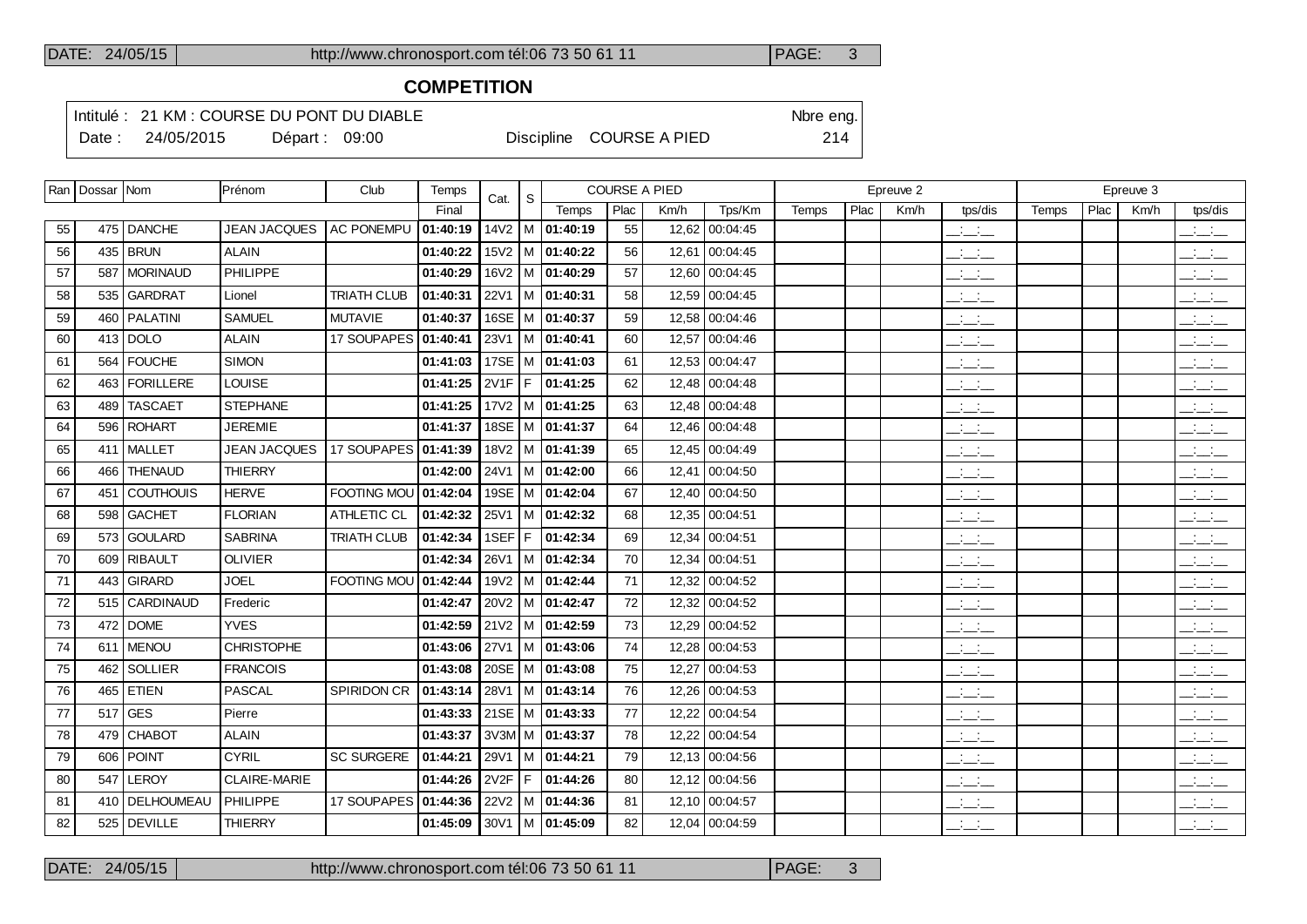## COMPETITION

Intitulé : 21 KM : COURSE DU PONT DU DIABLE — Nbre eng. 214

Date : 24/05/2015 — Départ : 09:00 — Discipline COURSE A PIED

| Ran | Dossar | Nom | Prénom | Club | Temps | Cat. | S | COURSE A PIED | | | | Epreuve 2 | | | | Epreuve 3 | | | |
|---|---|---|---|---|---|---|---|---|---|---|---|---|---|---|---|---|---|---|---|
| | | | | | Final | | | Temps | Plac | Km/h | Tps/Km | Temps | Plac | Km/h | tps/dis | Temps | Plac | Km/h | tps/dis |
| 55 | 475 | DANCHE | JEAN JACQUES | AC PONEMPU | **01:40:19** | 14V2 | M | **01:40:19** | 55 | 12,62 | 00:04:45 | | | | __:__:__ | | | | __:__:__ |
| 56 | 435 | BRUN | ALAIN | | **01:40:22** | 15V2 | M | **01:40:22** | 56 | 12,61 | 00:04:45 | | | | __:__:__ | | | | __:__:__ |
| 57 | 587 | MORINAUD | PHILIPPE | | **01:40:29** | 16V2 | M | **01:40:29** | 57 | 12,60 | 00:04:45 | | | | __:__:__ | | | | __:__:__ |
| 58 | 535 | GARDRAT | Lionel | TRIATH CLUB | **01:40:31** | 22V1 | M | **01:40:31** | 58 | 12,59 | 00:04:45 | | | | __:__:__ | | | | __:__:__ |
| 59 | 460 | PALATINI | SAMUEL | MUTAVIE | **01:40:37** | 16SE | M | **01:40:37** | 59 | 12,58 | 00:04:46 | | | | __:__:__ | | | | __:__:__ |
| 60 | 413 | DOLO | ALAIN | 17 SOUPAPES | **01:40:41** | 23V1 | M | **01:40:41** | 60 | 12,57 | 00:04:46 | | | | __:__:__ | | | | __:__:__ |
| 61 | 564 | FOUCHE | SIMON | | **01:41:03** | 17SE | M | **01:41:03** | 61 | 12,53 | 00:04:47 | | | | __:__:__ | | | | __:__:__ |
| 62 | 463 | FORILLERE | LOUISE | | **01:41:25** | 2V1F | F | **01:41:25** | 62 | 12,48 | 00:04:48 | | | | __:__:__ | | | | __:__:__ |
| 63 | 489 | TASCAET | STEPHANE | | **01:41:25** | 17V2 | M | **01:41:25** | 63 | 12,48 | 00:04:48 | | | | __:__:__ | | | | __:__:__ |
| 64 | 596 | ROHART | JEREMIE | | **01:41:37** | 18SE | M | **01:41:37** | 64 | 12,46 | 00:04:48 | | | | __:__:__ | | | | __:__:__ |
| 65 | 411 | MALLET | JEAN JACQUES | 17 SOUPAPES | **01:41:39** | 18V2 | M | **01:41:39** | 65 | 12,45 | 00:04:49 | | | | __:__:__ | | | | __:__:__ |
| 66 | 466 | THENAUD | THIERRY | | **01:42:00** | 24V1 | M | **01:42:00** | 66 | 12,41 | 00:04:50 | | | | __:__:__ | | | | __:__:__ |
| 67 | 451 | COUTHOUIS | HERVE | FOOTING MOU | **01:42:04** | 19SE | M | **01:42:04** | 67 | 12,40 | 00:04:50 | | | | __:__:__ | | | | __:__:__ |
| 68 | 598 | GACHET | FLORIAN | ATHLETIC CL | **01:42:32** | 25V1 | M | **01:42:32** | 68 | 12,35 | 00:04:51 | | | | __:__:__ | | | | __:__:__ |
| 69 | 573 | GOULARD | SABRINA | TRIATH CLUB | **01:42:34** | 1SEF | F | **01:42:34** | 69 | 12,34 | 00:04:51 | | | | __:__:__ | | | | __:__:__ |
| 70 | 609 | RIBAULT | OLIVIER | | **01:42:34** | 26V1 | M | **01:42:34** | 70 | 12,34 | 00:04:51 | | | | __:__:__ | | | | __:__:__ |
| 71 | 443 | GIRARD | JOEL | FOOTING MOU | **01:42:44** | 19V2 | M | **01:42:44** | 71 | 12,32 | 00:04:52 | | | | __:__:__ | | | | __:__:__ |
| 72 | 515 | CARDINAUD | Frederic | | **01:42:47** | 20V2 | M | **01:42:47** | 72 | 12,32 | 00:04:52 | | | | __:__:__ | | | | __:__:__ |
| 73 | 472 | DOME | YVES | | **01:42:59** | 21V2 | M | **01:42:59** | 73 | 12,29 | 00:04:52 | | | | __:__:__ | | | | __:__:__ |
| 74 | 611 | MENOU | CHRISTOPHE | | **01:43:06** | 27V1 | M | **01:43:06** | 74 | 12,28 | 00:04:53 | | | | __:__:__ | | | | __:__:__ |
| 75 | 462 | SOLLIER | FRANCOIS | | **01:43:08** | 20SE | M | **01:43:08** | 75 | 12,27 | 00:04:53 | | | | __:__:__ | | | | __:__:__ |
| 76 | 465 | ETIEN | PASCAL | SPIRIDON CR | **01:43:14** | 28V1 | M | **01:43:14** | 76 | 12,26 | 00:04:53 | | | | __:__:__ | | | | __:__:__ |
| 77 | 517 | GES | Pierre | | **01:43:33** | 21SE | M | **01:43:33** | 77 | 12,22 | 00:04:54 | | | | __:__:__ | | | | __:__:__ |
| 78 | 479 | CHABOT | ALAIN | | **01:43:37** | 3V3M | M | **01:43:37** | 78 | 12,22 | 00:04:54 | | | | __:__:__ | | | | __:__:__ |
| 79 | 606 | POINT | CYRIL | SC SURGERE | **01:44:21** | 29V1 | M | **01:44:21** | 79 | 12,13 | 00:04:56 | | | | __:__:__ | | | | __:__:__ |
| 80 | 547 | LEROY | CLAIRE-MARIE | | **01:44:26** | 2V2F | F | **01:44:26** | 80 | 12,12 | 00:04:56 | | | | __:__:__ | | | | __:__:__ |
| 81 | 410 | DELHOUMEAU | PHILIPPE | 17 SOUPAPES | **01:44:36** | 22V2 | M | **01:44:36** | 81 | 12,10 | 00:04:57 | | | | __:__:__ | | | | __:__:__ |
| 82 | 525 | DEVILLE | THIERRY | | **01:45:09** | 30V1 | M | **01:45:09** | 82 | 12,04 | 00:04:59 | | | | __:__:__ | | | | __:__:__ |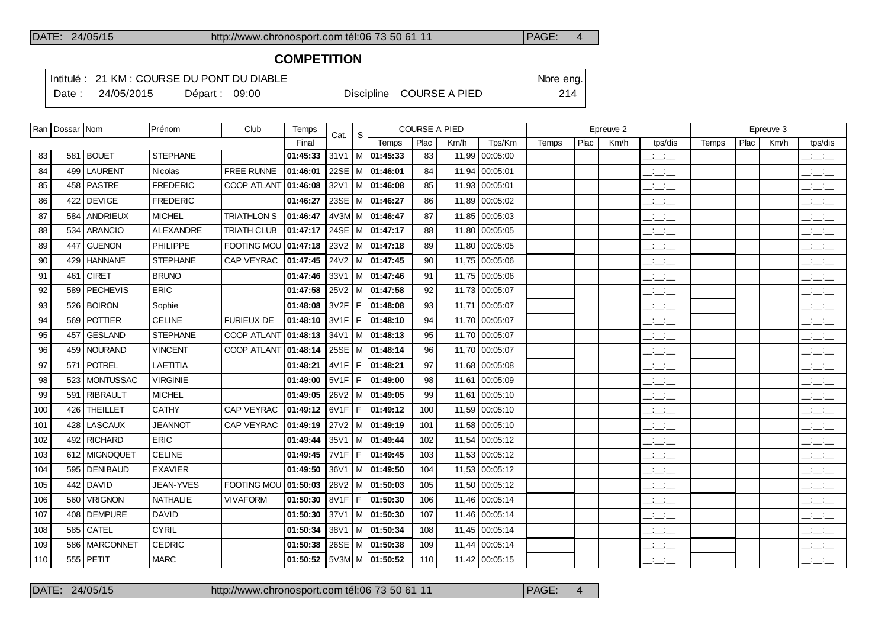## COMPETITION

Intitulé : 21 KM : COURSE DU PONT DU DIABLE — Nbre eng. 214

Date : 24/05/2015 — Départ : 09:00 — Discipline COURSE A PIED

| Ran | Dossar | Nom | Prénom | Club | Temps | Cat. | S | COURSE A PIED | | | | Epreuve 2 | | | | Epreuve 3 | | | |
|---|---|---|---|---|---|---|---|---|---|---|---|---|---|---|---|---|---|---|---|
| | | | | | Final | | | Temps | Plac | Km/h | Tps/Km | Temps | Plac | Km/h | tps/dis | Temps | Plac | Km/h | tps/dis |
| 83 | 581 | BOUET | STEPHANE | | 01:45:33 | 31V1 | M | 01:45:33 | 83 | 11,99 | 00:05:00 | | | | __:__:__ | | | | __:__:__ |
| 84 | 499 | LAURENT | Nicolas | FREE RUNNE | 01:46:01 | 22SE | M | 01:46:01 | 84 | 11,94 | 00:05:01 | | | | __:__:__ | | | | __:__:__ |
| 85 | 458 | PASTRE | FREDERIC | COOP ATLANT | 01:46:08 | 32V1 | M | 01:46:08 | 85 | 11,93 | 00:05:01 | | | | __:__:__ | | | | __:__:__ |
| 86 | 422 | DEVIGE | FREDERIC | | 01:46:27 | 23SE | M | 01:46:27 | 86 | 11,89 | 00:05:02 | | | | __:__:__ | | | | __:__:__ |
| 87 | 584 | ANDRIEUX | MICHEL | TRIATHLON S | 01:46:47 | 4V3M | M | 01:46:47 | 87 | 11,85 | 00:05:03 | | | | __:__:__ | | | | __:__:__ |
| 88 | 534 | ARANCIO | ALEXANDRE | TRIATH CLUB | 01:47:17 | 24SE | M | 01:47:17 | 88 | 11,80 | 00:05:05 | | | | __:__:__ | | | | __:__:__ |
| 89 | 447 | GUENON | PHILIPPE | FOOTING MOU | 01:47:18 | 23V2 | M | 01:47:18 | 89 | 11,80 | 00:05:05 | | | | __:__:__ | | | | __:__:__ |
| 90 | 429 | HANNANE | STEPHANE | CAP VEYRAC | 01:47:45 | 24V2 | M | 01:47:45 | 90 | 11,75 | 00:05:06 | | | | __:__:__ | | | | __:__:__ |
| 91 | 461 | CIRET | BRUNO | | 01:47:46 | 33V1 | M | 01:47:46 | 91 | 11,75 | 00:05:06 | | | | __:__:__ | | | | __:__:__ |
| 92 | 589 | PECHEVIS | ERIC | | 01:47:58 | 25V2 | M | 01:47:58 | 92 | 11,73 | 00:05:07 | | | | __:__:__ | | | | __:__:__ |
| 93 | 526 | BOIRON | Sophie | | 01:48:08 | 3V2F | F | 01:48:08 | 93 | 11,71 | 00:05:07 | | | | __:__:__ | | | | __:__:__ |
| 94 | 569 | POTTIER | CELINE | FURIEUX DE | 01:48:10 | 3V1F | F | 01:48:10 | 94 | 11,70 | 00:05:07 | | | | __:__:__ | | | | __:__:__ |
| 95 | 457 | GESLAND | STEPHANE | COOP ATLANT | 01:48:13 | 34V1 | M | 01:48:13 | 95 | 11,70 | 00:05:07 | | | | __:__:__ | | | | __:__:__ |
| 96 | 459 | NOURAND | VINCENT | COOP ATLANT | 01:48:14 | 25SE | M | 01:48:14 | 96 | 11,70 | 00:05:07 | | | | __:__:__ | | | | __:__:__ |
| 97 | 571 | POTREL | LAETITIA | | 01:48:21 | 4V1F | F | 01:48:21 | 97 | 11,68 | 00:05:08 | | | | __:__:__ | | | | __:__:__ |
| 98 | 523 | MONTUSSAC | VIRGINIE | | 01:49:00 | 5V1F | F | 01:49:00 | 98 | 11,61 | 00:05:09 | | | | __:__:__ | | | | __:__:__ |
| 99 | 591 | RIBRAULT | MICHEL | | 01:49:05 | 26V2 | M | 01:49:05 | 99 | 11,61 | 00:05:10 | | | | __:__:__ | | | | __:__:__ |
| 100 | 426 | THEILLET | CATHY | CAP VEYRAC | 01:49:12 | 6V1F | F | 01:49:12 | 100 | 11,59 | 00:05:10 | | | | __:__:__ | | | | __:__:__ |
| 101 | 428 | LASCAUX | JEANNOT | CAP VEYRAC | 01:49:19 | 27V2 | M | 01:49:19 | 101 | 11,58 | 00:05:10 | | | | __:__:__ | | | | __:__:__ |
| 102 | 492 | RICHARD | ERIC | | 01:49:44 | 35V1 | M | 01:49:44 | 102 | 11,54 | 00:05:12 | | | | __:__:__ | | | | __:__:__ |
| 103 | 612 | MIGNOQUET | CELINE | | 01:49:45 | 7V1F | F | 01:49:45 | 103 | 11,53 | 00:05:12 | | | | __:__:__ | | | | __:__:__ |
| 104 | 595 | DENIBAUD | EXAVIER | | 01:49:50 | 36V1 | M | 01:49:50 | 104 | 11,53 | 00:05:12 | | | | __:__:__ | | | | __:__:__ |
| 105 | 442 | DAVID | JEAN-YVES | FOOTING MOU | 01:50:03 | 28V2 | M | 01:50:03 | 105 | 11,50 | 00:05:12 | | | | __:__:__ | | | | __:__:__ |
| 106 | 560 | VRIGNON | NATHALIE | VIVAFORM | 01:50:30 | 8V1F | F | 01:50:30 | 106 | 11,46 | 00:05:14 | | | | __:__:__ | | | | __:__:__ |
| 107 | 408 | DEMPURE | DAVID | | 01:50:30 | 37V1 | M | 01:50:30 | 107 | 11,46 | 00:05:14 | | | | __:__:__ | | | | __:__:__ |
| 108 | 585 | CATEL | CYRIL | | 01:50:34 | 38V1 | M | 01:50:34 | 108 | 11,45 | 00:05:14 | | | | __:__:__ | | | | __:__:__ |
| 109 | 586 | MARCONNET | CEDRIC | | 01:50:38 | 26SE | M | 01:50:38 | 109 | 11,44 | 00:05:14 | | | | __:__:__ | | | | __:__:__ |
| 110 | 555 | PETIT | MARC | | 01:50:52 | 5V3M | M | 01:50:52 | 110 | 11,42 | 00:05:15 | | | | __:__:__ | | | | __:__:__ |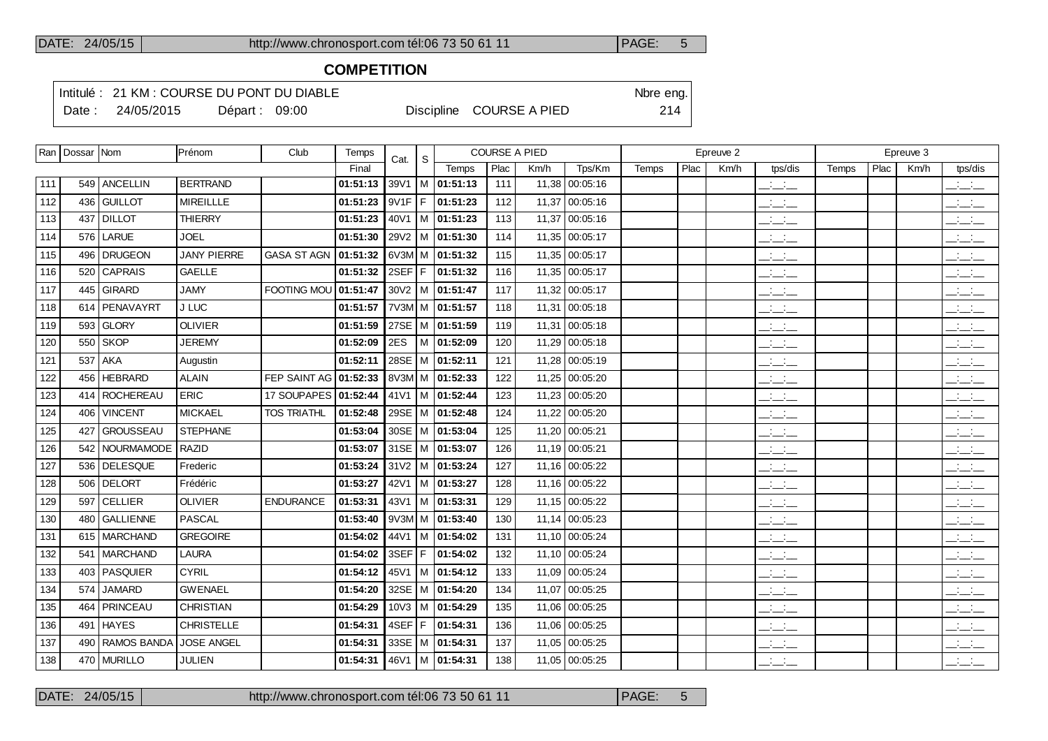## COMPETITION

Intitulé : 21 KM : COURSE DU PONT DU DIABLE — Nbre eng. 214

Date : 24/05/2015 — Départ : 09:00 — Discipline COURSE A PIED

| Ran | Dossar | Nom | Prénom | Club | Temps | Cat. | S | COURSE A PIED | | | | Epreuve 2 | | | | Epreuve 3 | | | |
|---|---|---|---|---|---|---|---|---|---|---|---|---|---|---|---|---|---|---|---|
| | | | | | Final | | | Temps | Plac | Km/h | Tps/Km | Temps | Plac | Km/h | tps/dis | Temps | Plac | Km/h | tps/dis |
| 111 | 549 | ANCELLIN | BERTRAND | | **01:51:13** | 39V1 | M | **01:51:13** | 111 | 11,38 | 00:05:16 | | | | __:__:__ | | | | __:__:__ |
| 112 | 436 | GUILLOT | MIREILLLE | | **01:51:23** | 9V1F | F | **01:51:23** | 112 | 11,37 | 00:05:16 | | | | __:__:__ | | | | __:__:__ |
| 113 | 437 | DILLOT | THIERRY | | **01:51:23** | 40V1 | M | **01:51:23** | 113 | 11,37 | 00:05:16 | | | | __:__:__ | | | | __:__:__ |
| 114 | 576 | LARUE | JOEL | | **01:51:30** | 29V2 | M | **01:51:30** | 114 | 11,35 | 00:05:17 | | | | __:__:__ | | | | __:__:__ |
| 115 | 496 | DRUGEON | JANY PIERRE | GASA ST AGN | **01:51:32** | 6V3M | M | **01:51:32** | 115 | 11,35 | 00:05:17 | | | | __:__:__ | | | | __:__:__ |
| 116 | 520 | CAPRAIS | GAELLE | | **01:51:32** | 2SEF | F | **01:51:32** | 116 | 11,35 | 00:05:17 | | | | __:__:__ | | | | __:__:__ |
| 117 | 445 | GIRARD | JAMY | FOOTING MOU | **01:51:47** | 30V2 | M | **01:51:47** | 117 | 11,32 | 00:05:17 | | | | __:__:__ | | | | __:__:__ |
| 118 | 614 | PENAVAYRT | J LUC | | **01:51:57** | 7V3M | M | **01:51:57** | 118 | 11,31 | 00:05:18 | | | | __:__:__ | | | | __:__:__ |
| 119 | 593 | GLORY | OLIVIER | | **01:51:59** | 27SE | M | **01:51:59** | 119 | 11,31 | 00:05:18 | | | | __:__:__ | | | | __:__:__ |
| 120 | 550 | SKOP | JEREMY | | **01:52:09** | 2ES | M | **01:52:09** | 120 | 11,29 | 00:05:18 | | | | __:__:__ | | | | __:__:__ |
| 121 | 537 | AKA | Augustin | | **01:52:11** | 28SE | M | **01:52:11** | 121 | 11,28 | 00:05:19 | | | | __:__:__ | | | | __:__:__ |
| 122 | 456 | HEBRARD | ALAIN | FEP SAINT AG | **01:52:33** | 8V3M | M | **01:52:33** | 122 | 11,25 | 00:05:20 | | | | __:__:__ | | | | __:__:__ |
| 123 | 414 | ROCHEREAU | ERIC | 17 SOUPAPES | **01:52:44** | 41V1 | M | **01:52:44** | 123 | 11,23 | 00:05:20 | | | | __:__:__ | | | | __:__:__ |
| 124 | 406 | VINCENT | MICKAEL | TOS TRIATHL | **01:52:48** | 29SE | M | **01:52:48** | 124 | 11,22 | 00:05:20 | | | | __:__:__ | | | | __:__:__ |
| 125 | 427 | GROUSSEAU | STEPHANE | | **01:53:04** | 30SE | M | **01:53:04** | 125 | 11,20 | 00:05:21 | | | | __:__:__ | | | | __:__:__ |
| 126 | 542 | NOURMAMODE | RAZID | | **01:53:07** | 31SE | M | **01:53:07** | 126 | 11,19 | 00:05:21 | | | | __:__:__ | | | | __:__:__ |
| 127 | 536 | DELESQUE | Frederic | | **01:53:24** | 31V2 | M | **01:53:24** | 127 | 11,16 | 00:05:22 | | | | __:__:__ | | | | __:__:__ |
| 128 | 506 | DELORT | Frédéric | | **01:53:27** | 42V1 | M | **01:53:27** | 128 | 11,16 | 00:05:22 | | | | __:__:__ | | | | __:__:__ |
| 129 | 597 | CELLIER | OLIVIER | ENDURANCE | **01:53:31** | 43V1 | M | **01:53:31** | 129 | 11,15 | 00:05:22 | | | | __:__:__ | | | | __:__:__ |
| 130 | 480 | GALLIENNE | PASCAL | | **01:53:40** | 9V3M | M | **01:53:40** | 130 | 11,14 | 00:05:23 | | | | __:__:__ | | | | __:__:__ |
| 131 | 615 | MARCHAND | GREGOIRE | | **01:54:02** | 44V1 | M | **01:54:02** | 131 | 11,10 | 00:05:24 | | | | __:__:__ | | | | __:__:__ |
| 132 | 541 | MARCHAND | LAURA | | **01:54:02** | 3SEF | F | **01:54:02** | 132 | 11,10 | 00:05:24 | | | | __:__:__ | | | | __:__:__ |
| 133 | 403 | PASQUIER | CYRIL | | **01:54:12** | 45V1 | M | **01:54:12** | 133 | 11,09 | 00:05:24 | | | | __:__:__ | | | | __:__:__ |
| 134 | 574 | JAMARD | GWENAEL | | **01:54:20** | 32SE | M | **01:54:20** | 134 | 11,07 | 00:05:25 | | | | __:__:__ | | | | __:__:__ |
| 135 | 464 | PRINCEAU | CHRISTIAN | | **01:54:29** | 10V3 | M | **01:54:29** | 135 | 11,06 | 00:05:25 | | | | __:__:__ | | | | __:__:__ |
| 136 | 491 | HAYES | CHRISTELLE | | **01:54:31** | 4SEF | F | **01:54:31** | 136 | 11,06 | 00:05:25 | | | | __:__:__ | | | | __:__:__ |
| 137 | 490 | RAMOS BANDA | JOSE ANGEL | | **01:54:31** | 33SE | M | **01:54:31** | 137 | 11,05 | 00:05:25 | | | | __:__:__ | | | | __:__:__ |
| 138 | 470 | MURILLO | JULIEN | | **01:54:31** | 46V1 | M | **01:54:31** | 138 | 11,05 | 00:05:25 | | | | __:__:__ | | | | __:__:__ |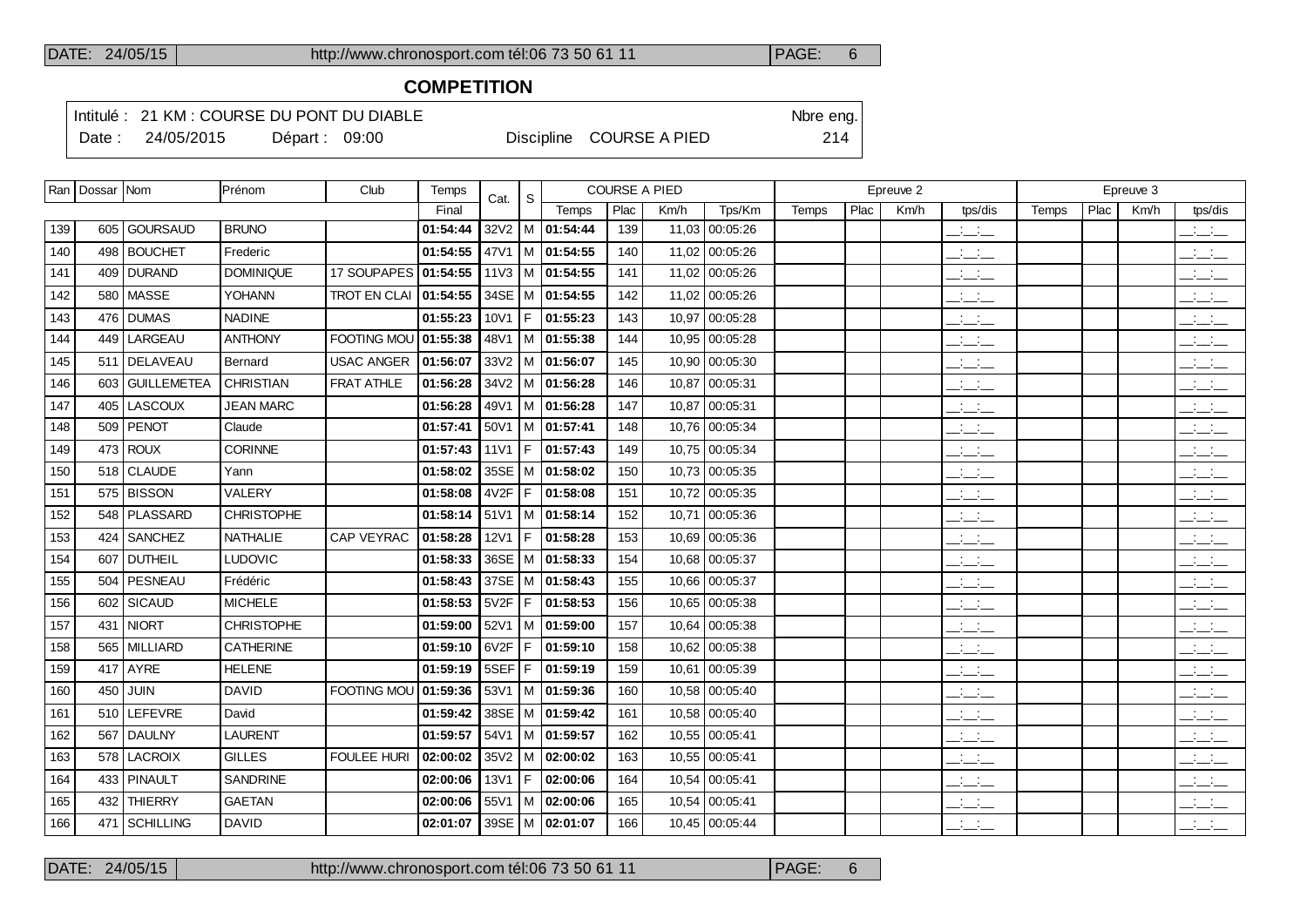## COMPETITION

Intitulé : 21 KM : COURSE DU PONT DU DIABLE | Nbre eng.
Date : 24/05/2015 | Départ : 09:00 | Discipline COURSE A PIED | 214

| Ran | Dossar | Nom | Prénom | Club | Temps | Cat. | S | COURSE A PIED | | | | Epreuve 2 | | | | Epreuve 3 | | | |
|---|---|---|---|---|---|---|---|---|---|---|---|---|---|---|---|---|---|---|---|
| | | | | | Final | | | Temps | Plac | Km/h | Tps/Km | Temps | Plac | Km/h | tps/dis | Temps | Plac | Km/h | tps/dis |
| 139 | 605 | GOURSAUD | BRUNO | | **01:54:44** | 32V2 | M | **01:54:44** | 139 | 11,03 | 00:05:26 | | | | __:__:__ | | | | __:__:__ |
| 140 | 498 | BOUCHET | Frederic | | **01:54:55** | 47V1 | M | **01:54:55** | 140 | 11,02 | 00:05:26 | | | | __:__:__ | | | | __:__:__ |
| 141 | 409 | DURAND | DOMINIQUE | 17 SOUPAPES | **01:54:55** | 11V3 | M | **01:54:55** | 141 | 11,02 | 00:05:26 | | | | __:__:__ | | | | __:__:__ |
| 142 | 580 | MASSE | YOHANN | TROT EN CLAI | **01:54:55** | 34SE | M | **01:54:55** | 142 | 11,02 | 00:05:26 | | | | __:__:__ | | | | __:__:__ |
| 143 | 476 | DUMAS | NADINE | | **01:55:23** | 10V1 | F | **01:55:23** | 143 | 10,97 | 00:05:28 | | | | __:__:__ | | | | __:__:__ |
| 144 | 449 | LARGEAU | ANTHONY | FOOTING MOU | **01:55:38** | 48V1 | M | **01:55:38** | 144 | 10,95 | 00:05:28 | | | | __:__:__ | | | | __:__:__ |
| 145 | 511 | DELAVEAU | Bernard | USAC ANGER | **01:56:07** | 33V2 | M | **01:56:07** | 145 | 10,90 | 00:05:30 | | | | __:__:__ | | | | __:__:__ |
| 146 | 603 | GUILLEMETEA | CHRISTIAN | FRAT ATHLE | **01:56:28** | 34V2 | M | **01:56:28** | 146 | 10,87 | 00:05:31 | | | | __:__:__ | | | | __:__:__ |
| 147 | 405 | LASCOUX | JEAN MARC | | **01:56:28** | 49V1 | M | **01:56:28** | 147 | 10,87 | 00:05:31 | | | | __:__:__ | | | | __:__:__ |
| 148 | 509 | PENOT | Claude | | **01:57:41** | 50V1 | M | **01:57:41** | 148 | 10,76 | 00:05:34 | | | | __:__:__ | | | | __:__:__ |
| 149 | 473 | ROUX | CORINNE | | **01:57:43** | 11V1 | F | **01:57:43** | 149 | 10,75 | 00:05:34 | | | | __:__:__ | | | | __:__:__ |
| 150 | 518 | CLAUDE | Yann | | **01:58:02** | 35SE | M | **01:58:02** | 150 | 10,73 | 00:05:35 | | | | __:__:__ | | | | __:__:__ |
| 151 | 575 | BISSON | VALERY | | **01:58:08** | 4V2F | F | **01:58:08** | 151 | 10,72 | 00:05:35 | | | | __:__:__ | | | | __:__:__ |
| 152 | 548 | PLASSARD | CHRISTOPHE | | **01:58:14** | 51V1 | M | **01:58:14** | 152 | 10,71 | 00:05:36 | | | | __:__:__ | | | | __:__:__ |
| 153 | 424 | SANCHEZ | NATHALIE | CAP VEYRAC | **01:58:28** | 12V1 | F | **01:58:28** | 153 | 10,69 | 00:05:36 | | | | __:__:__ | | | | __:__:__ |
| 154 | 607 | DUTHEIL | LUDOVIC | | **01:58:33** | 36SE | M | **01:58:33** | 154 | 10,68 | 00:05:37 | | | | __:__:__ | | | | __:__:__ |
| 155 | 504 | PESNEAU | Frédéric | | **01:58:43** | 37SE | M | **01:58:43** | 155 | 10,66 | 00:05:37 | | | | __:__:__ | | | | __:__:__ |
| 156 | 602 | SICAUD | MICHELE | | **01:58:53** | 5V2F | F | **01:58:53** | 156 | 10,65 | 00:05:38 | | | | __:__:__ | | | | __:__:__ |
| 157 | 431 | NIORT | CHRISTOPHE | | **01:59:00** | 52V1 | M | **01:59:00** | 157 | 10,64 | 00:05:38 | | | | __:__:__ | | | | __:__:__ |
| 158 | 565 | MILLIARD | CATHERINE | | **01:59:10** | 6V2F | F | **01:59:10** | 158 | 10,62 | 00:05:38 | | | | __:__:__ | | | | __:__:__ |
| 159 | 417 | AYRE | HELENE | | **01:59:19** | 5SEF | F | **01:59:19** | 159 | 10,61 | 00:05:39 | | | | __:__:__ | | | | __:__:__ |
| 160 | 450 | JUIN | DAVID | FOOTING MOU | **01:59:36** | 53V1 | M | **01:59:36** | 160 | 10,58 | 00:05:40 | | | | __:__:__ | | | | __:__:__ |
| 161 | 510 | LEFEVRE | David | | **01:59:42** | 38SE | M | **01:59:42** | 161 | 10,58 | 00:05:40 | | | | __:__:__ | | | | __:__:__ |
| 162 | 567 | DAULNY | LAURENT | | **01:59:57** | 54V1 | M | **01:59:57** | 162 | 10,55 | 00:05:41 | | | | __:__:__ | | | | __:__:__ |
| 163 | 578 | LACROIX | GILLES | FOULEE HURI | **02:00:02** | 35V2 | M | **02:00:02** | 163 | 10,55 | 00:05:41 | | | | __:__:__ | | | | __:__:__ |
| 164 | 433 | PINAULT | SANDRINE | | **02:00:06** | 13V1 | F | **02:00:06** | 164 | 10,54 | 00:05:41 | | | | __:__:__ | | | | __:__:__ |
| 165 | 432 | THIERRY | GAETAN | | **02:00:06** | 55V1 | M | **02:00:06** | 165 | 10,54 | 00:05:41 | | | | __:__:__ | | | | __:__:__ |
| 166 | 471 | SCHILLING | DAVID | | **02:01:07** | 39SE | M | **02:01:07** | 166 | 10,45 | 00:05:44 | | | | __:__:__ | | | | __:__:__ |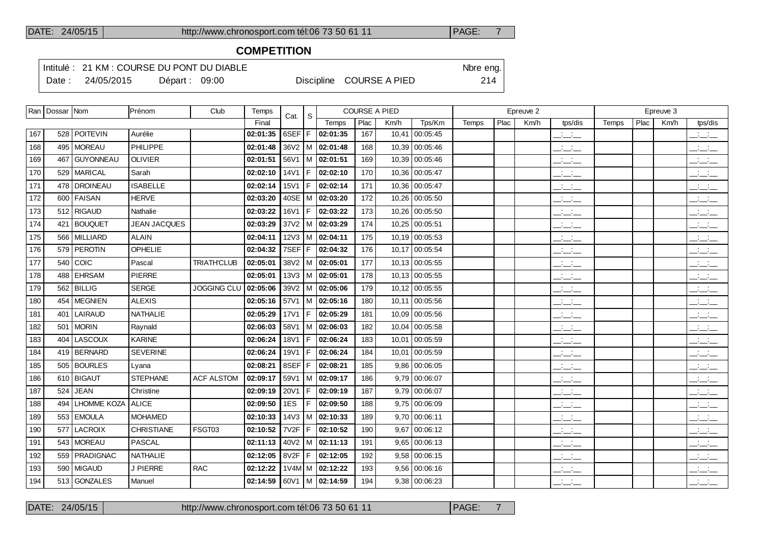## COMPETITION

Intitulé : 21 KM : COURSE DU PONT DU DIABLE — Nbre eng. 214

Date : 24/05/2015 — Départ : 09:00 — Discipline COURSE A PIED

| Ran | Dossar | Nom | Prénom | Club | Temps | Cat. | S | COURSE A PIED | | | | Epreuve 2 | | | | Epreuve 3 | | | |
|---|---|---|---|---|---|---|---|---|---|---|---|---|---|---|---|---|---|---|---|
| | | | | | Final | | | Temps | Plac | Km/h | Tps/Km | Temps | Plac | Km/h | tps/dis | Temps | Plac | Km/h | tps/dis |
| 167 | 528 | POITEVIN | Aurélie | | **02:01:35** | 6SEF | F | **02:01:35** | 167 | 10,41 | 00:05:45 | | | | __:__:__ | | | | __:__:__ |
| 168 | 495 | MOREAU | PHILIPPE | | **02:01:48** | 36V2 | M | **02:01:48** | 168 | 10,39 | 00:05:46 | | | | __:__:__ | | | | __:__:__ |
| 169 | 467 | GUYONNEAU | OLIVIER | | **02:01:51** | 56V1 | M | **02:01:51** | 169 | 10,39 | 00:05:46 | | | | __:__:__ | | | | __:__:__ |
| 170 | 529 | MARICAL | Sarah | | **02:02:10** | 14V1 | F | **02:02:10** | 170 | 10,36 | 00:05:47 | | | | __:__:__ | | | | __:__:__ |
| 171 | 478 | DROINEAU | ISABELLE | | **02:02:14** | 15V1 | F | **02:02:14** | 171 | 10,36 | 00:05:47 | | | | __:__:__ | | | | __:__:__ |
| 172 | 600 | FAISAN | HERVE | | **02:03:20** | 40SE | M | **02:03:20** | 172 | 10,26 | 00:05:50 | | | | __:__:__ | | | | __:__:__ |
| 173 | 512 | RIGAUD | Nathalie | | **02:03:22** | 16V1 | F | **02:03:22** | 173 | 10,26 | 00:05:50 | | | | __:__:__ | | | | __:__:__ |
| 174 | 421 | BOUQUET | JEAN JACQUES | | **02:03:29** | 37V2 | M | **02:03:29** | 174 | 10,25 | 00:05:51 | | | | __:__:__ | | | | __:__:__ |
| 175 | 566 | MILLIARD | ALAIN | | **02:04:11** | 12V3 | M | **02:04:11** | 175 | 10,19 | 00:05:53 | | | | __:__:__ | | | | __:__:__ |
| 176 | 579 | PEROTIN | OPHELIE | | **02:04:32** | 7SEF | F | **02:04:32** | 176 | 10,17 | 00:05:54 | | | | __:__:__ | | | | __:__:__ |
| 177 | 540 | COIC | Pascal | TRIATH'CLUB | **02:05:01** | 38V2 | M | **02:05:01** | 177 | 10,13 | 00:05:55 | | | | __:__:__ | | | | __:__:__ |
| 178 | 488 | EHRSAM | PIERRE | | **02:05:01** | 13V3 | M | **02:05:01** | 178 | 10,13 | 00:05:55 | | | | __:__:__ | | | | __:__:__ |
| 179 | 562 | BILLIG | SERGE | JOGGING CLU | **02:05:06** | 39V2 | M | **02:05:06** | 179 | 10,12 | 00:05:55 | | | | __:__:__ | | | | __:__:__ |
| 180 | 454 | MEGNIEN | ALEXIS | | **02:05:16** | 57V1 | M | **02:05:16** | 180 | 10,11 | 00:05:56 | | | | __:__:__ | | | | __:__:__ |
| 181 | 401 | LAIRAUD | NATHALIE | | **02:05:29** | 17V1 | F | **02:05:29** | 181 | 10,09 | 00:05:56 | | | | __:__:__ | | | | __:__:__ |
| 182 | 501 | MORIN | Raynald | | **02:06:03** | 58V1 | M | **02:06:03** | 182 | 10,04 | 00:05:58 | | | | __:__:__ | | | | __:__:__ |
| 183 | 404 | LASCOUX | KARINE | | **02:06:24** | 18V1 | F | **02:06:24** | 183 | 10,01 | 00:05:59 | | | | __:__:__ | | | | __:__:__ |
| 184 | 419 | BERNARD | SEVERINE | | **02:06:24** | 19V1 | F | **02:06:24** | 184 | 10,01 | 00:05:59 | | | | __:__:__ | | | | __:__:__ |
| 185 | 505 | BOURLES | Lyana | | **02:08:21** | 8SEF | F | **02:08:21** | 185 | 9,86 | 00:06:05 | | | | __:__:__ | | | | __:__:__ |
| 186 | 610 | BIGAUT | STEPHANE | ACF ALSTOM | **02:09:17** | 59V1 | M | **02:09:17** | 186 | 9,79 | 00:06:07 | | | | __:__:__ | | | | __:__:__ |
| 187 | 524 | JEAN | Christine | | **02:09:19** | 20V1 | F | **02:09:19** | 187 | 9,79 | 00:06:07 | | | | __:__:__ | | | | __:__:__ |
| 188 | 494 | LHOMME KOZA | ALICE | | **02:09:50** | 1ES | F | **02:09:50** | 188 | 9,75 | 00:06:09 | | | | __:__:__ | | | | __:__:__ |
| 189 | 553 | EMOULA | MOHAMED | | **02:10:33** | 14V3 | M | **02:10:33** | 189 | 9,70 | 00:06:11 | | | | __:__:__ | | | | __:__:__ |
| 190 | 577 | LACROIX | CHRISTIANE | FSGT03 | **02:10:52** | 7V2F | F | **02:10:52** | 190 | 9,67 | 00:06:12 | | | | __:__:__ | | | | __:__:__ |
| 191 | 543 | MOREAU | PASCAL | | **02:11:13** | 40V2 | M | **02:11:13** | 191 | 9,65 | 00:06:13 | | | | __:__:__ | | | | __:__:__ |
| 192 | 559 | PRADIGNAC | NATHALIE | | **02:12:05** | 8V2F | F | **02:12:05** | 192 | 9,58 | 00:06:15 | | | | __:__:__ | | | | __:__:__ |
| 193 | 590 | MIGAUD | J PIERRE | RAC | **02:12:22** | 1V4M | M | **02:12:22** | 193 | 9,56 | 00:06:16 | | | | __:__:__ | | | | __:__:__ |
| 194 | 513 | GONZALES | Manuel | | **02:14:59** | 60V1 | M | **02:14:59** | 194 | 9,38 | 00:06:23 | | | | __:__:__ | | | | __:__:__ |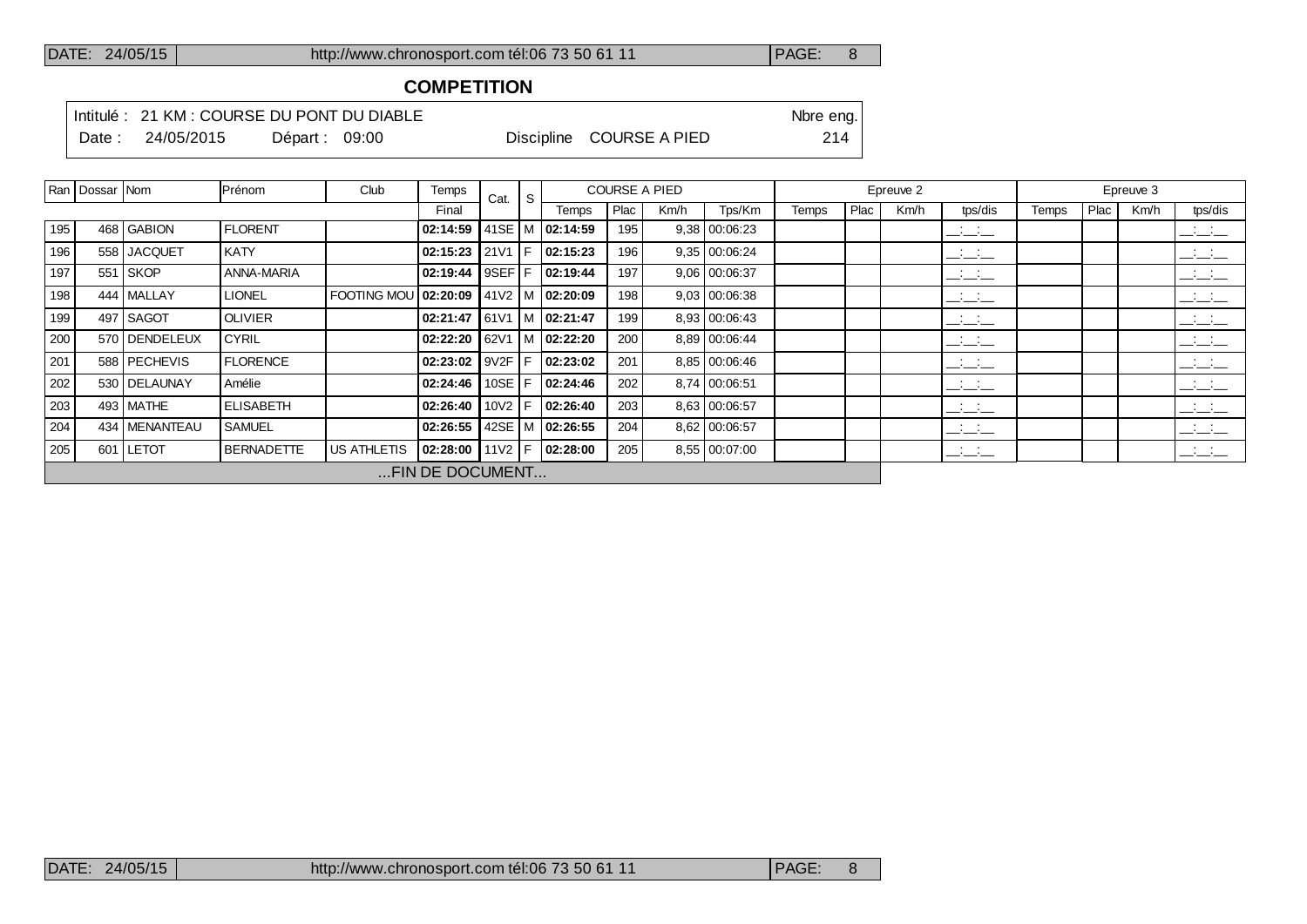## COMPETITION

Intitulé : 21 KM : COURSE DU PONT DU DIABLE — Nbre eng.

Date : 24/05/2015 — Départ : 09:00 — Discipline COURSE A PIED — 214

| Ran | Dossar | Nom | Prénom | Club | Temps | Cat. | S | COURSE A PIED | | | | Epreuve 2 | | | | Epreuve 3 | | | |
|---|---|---|---|---|---|---|---|---|---|---|---|---|---|---|---|---|---|---|---|
| | | | | | Final | | | Temps | Plac | Km/h | Tps/Km | Temps | Plac | Km/h | tps/dis | Temps | Plac | Km/h | tps/dis |
| 195 | 468 | GABION | FLORENT | | **02:14:59** | 41SE | M | **02:14:59** | 195 | 9,38 | 00:06:23 | | | | __:__:__ | | | | __:__:__ |
| 196 | 558 | JACQUET | KATY | | **02:15:23** | 21V1 | F | **02:15:23** | 196 | 9,35 | 00:06:24 | | | | __:__:__ | | | | __:__:__ |
| 197 | 551 | SKOP | ANNA-MARIA | | **02:19:44** | 9SEF | F | **02:19:44** | 197 | 9,06 | 00:06:37 | | | | __:__:__ | | | | __:__:__ |
| 198 | 444 | MALLAY | LIONEL | FOOTING MOU | **02:20:09** | 41V2 | M | **02:20:09** | 198 | 9,03 | 00:06:38 | | | | __:__:__ | | | | __:__:__ |
| 199 | 497 | SAGOT | OLIVIER | | **02:21:47** | 61V1 | M | **02:21:47** | 199 | 8,93 | 00:06:43 | | | | __:__:__ | | | | __:__:__ |
| 200 | 570 | DENDELEUX | CYRIL | | **02:22:20** | 62V1 | M | **02:22:20** | 200 | 8,89 | 00:06:44 | | | | __:__:__ | | | | __:__:__ |
| 201 | 588 | PECHEVIS | FLORENCE | | **02:23:02** | 9V2F | F | **02:23:02** | 201 | 8,85 | 00:06:46 | | | | __:__:__ | | | | __:__:__ |
| 202 | 530 | DELAUNAY | Amélie | | **02:24:46** | 10SE | F | **02:24:46** | 202 | 8,74 | 00:06:51 | | | | __:__:__ | | | | __:__:__ |
| 203 | 493 | MATHE | ELISABETH | | **02:26:40** | 10V2 | F | **02:26:40** | 203 | 8,63 | 00:06:57 | | | | __:__:__ | | | | __:__:__ |
| 204 | 434 | MENANTEAU | SAMUEL | | **02:26:55** | 42SE | M | **02:26:55** | 204 | 8,62 | 00:06:57 | | | | __:__:__ | | | | __:__:__ |
| 205 | 601 | LETOT | BERNADETTE | US ATHLETIS | **02:28:00** | 11V2 | F | **02:28:00** | 205 | 8,55 | 00:07:00 | | | | __:__:__ | | | | __:__:__ |

...FIN DE DOCUMENT...